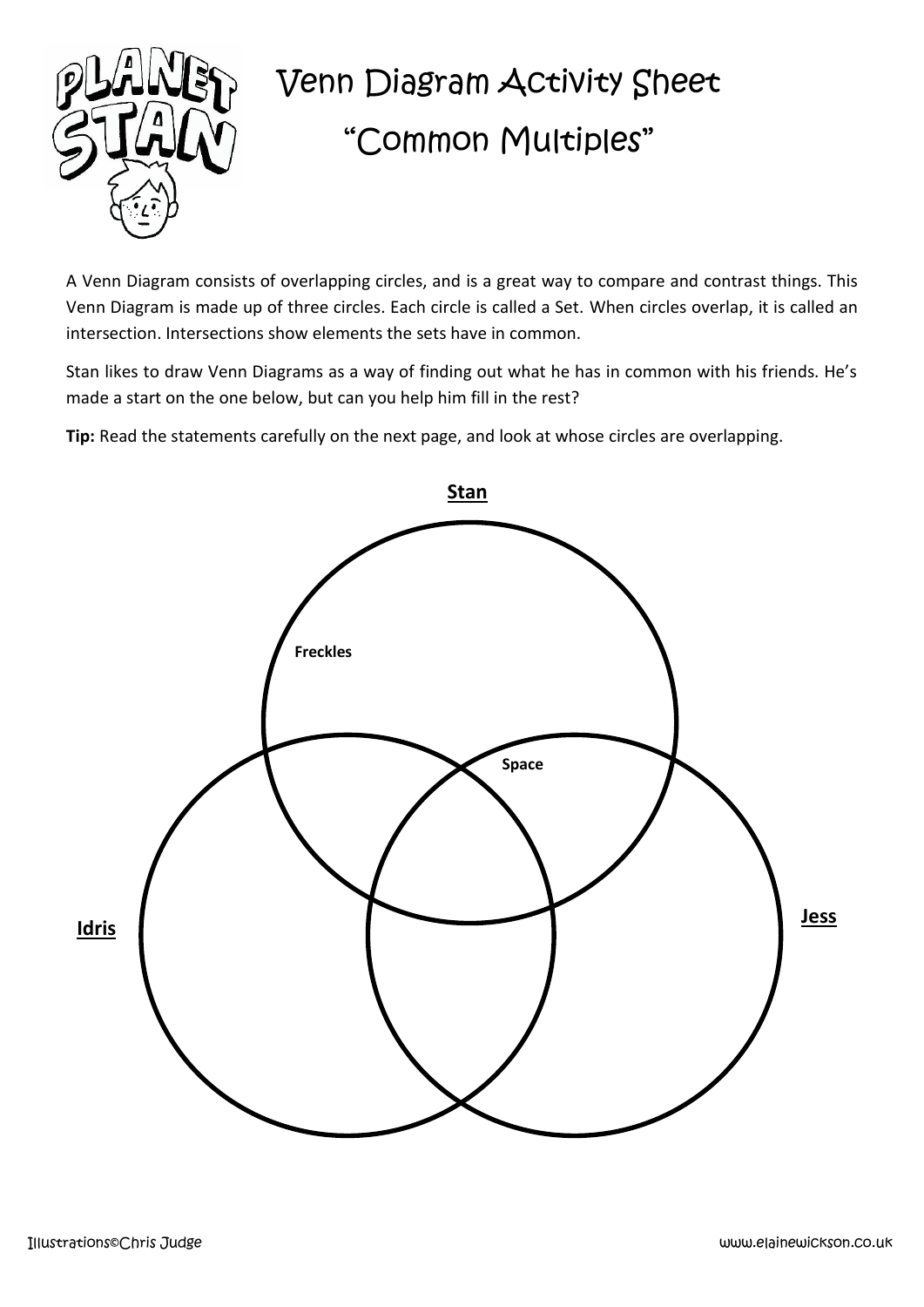# Venn Diagram Activity Sheet

## "Common Multiples"

A Venn Diagram consists of overlapping circles, and is a great way to compare and contrast things. This Venn Diagram is made up of three circles. Each circle is called a Set. When circles overlap, it is called an intersection. Intersections show elements the sets have in common.

Stan likes to draw Venn Diagrams as a way of finding out what he has in common with his friends. He's made a start on the one below, but can you help him fill in the rest?

**Tip:** Read the statements carefully on the next page, and look at whose circles are overlapping.

**Stan**

**Freckles**

**Space**

**Idris**

**Jess**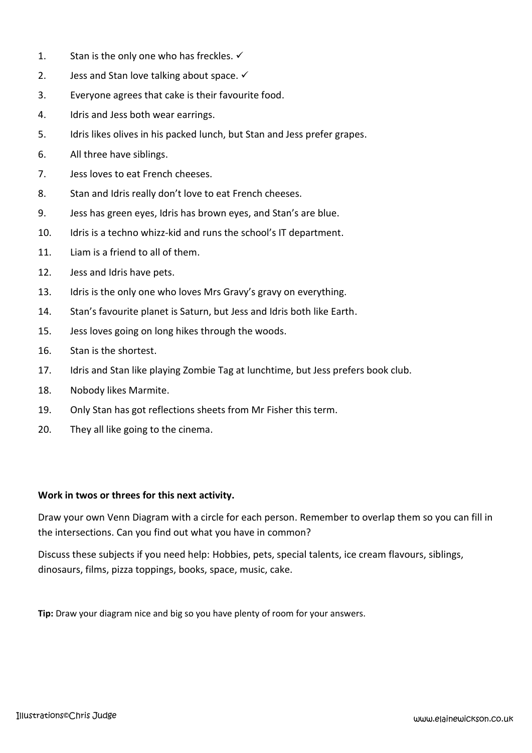1. Stan is the only one who has freckles. ✓
2. Jess and Stan love talking about space. ✓
3. Everyone agrees that cake is their favourite food.
4. Idris and Jess both wear earrings.
5. Idris likes olives in his packed lunch, but Stan and Jess prefer grapes.
6. All three have siblings.
7. Jess loves to eat French cheeses.
8. Stan and Idris really don't love to eat French cheeses.
9. Jess has green eyes, Idris has brown eyes, and Stan's are blue.
10. Idris is a techno whizz-kid and runs the school's IT department.
11. Liam is a friend to all of them.
12. Jess and Idris have pets.
13. Idris is the only one who loves Mrs Gravy's gravy on everything.
14. Stan's favourite planet is Saturn, but Jess and Idris both like Earth.
15. Jess loves going on long hikes through the woods.
16. Stan is the shortest.
17. Idris and Stan like playing Zombie Tag at lunchtime, but Jess prefers book club.
18. Nobody likes Marmite.
19. Only Stan has got reflections sheets from Mr Fisher this term.
20. They all like going to the cinema.

**Work in twos or threes for this next activity.**

Draw your own Venn Diagram with a circle for each person. Remember to overlap them so you can fill in the intersections. Can you find out what you have in common?

Discuss these subjects if you need help: Hobbies, pets, special talents, ice cream flavours, siblings, dinosaurs, films, pizza toppings, books, space, music, cake.

**Tip:** Draw your diagram nice and big so you have plenty of room for your answers.

Illustrations©Chris Judge

www.elainewickson.co.uk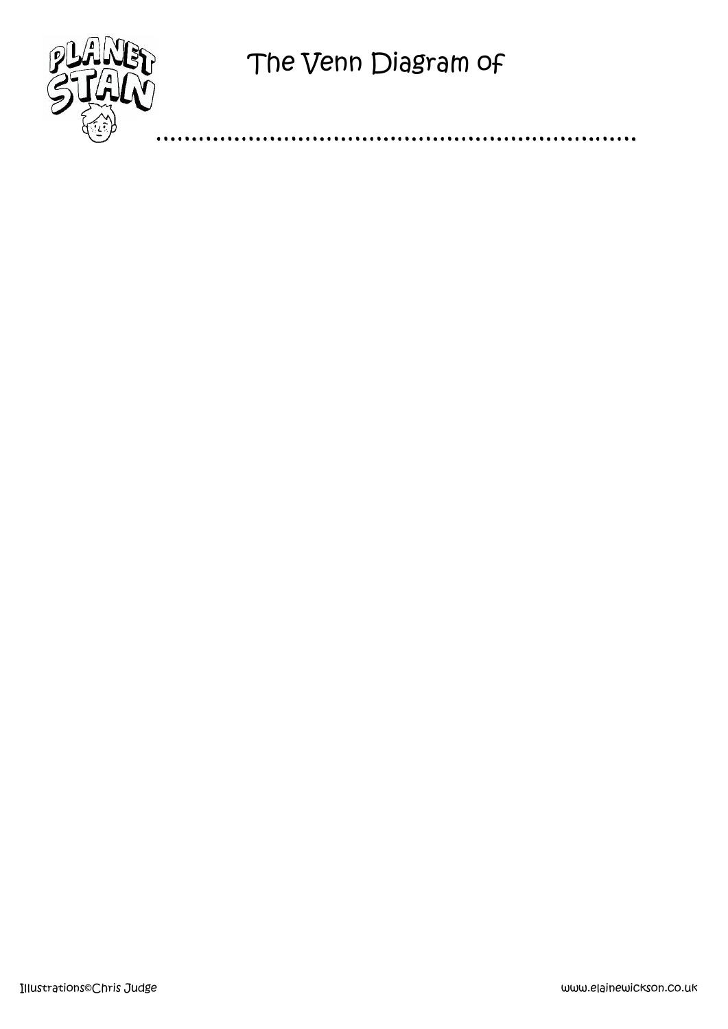# The Venn Diagram of

……………………………………………………………

Illustrations©Chris Judge

www.elainewickson.co.uk